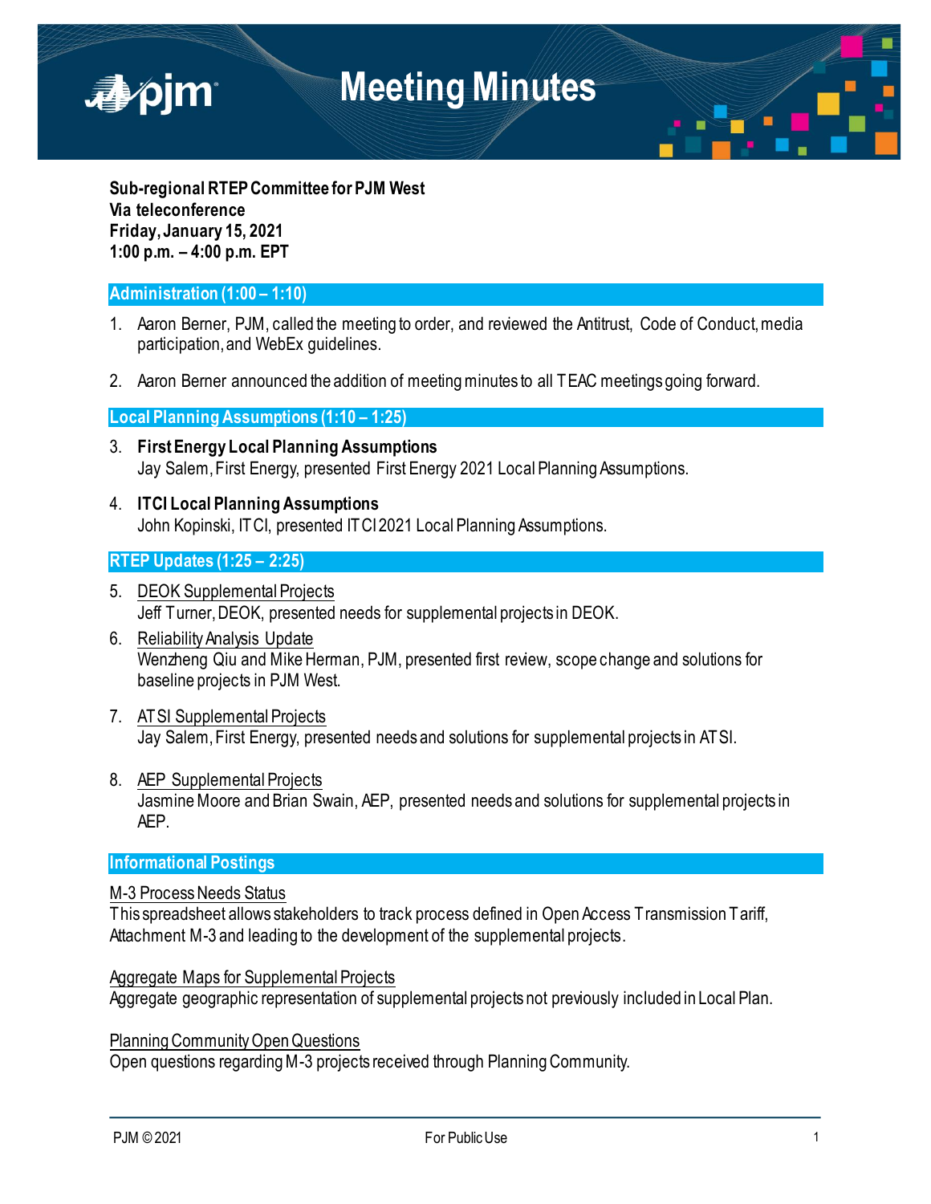# Meeting Minutes

**Sub-regional RTEP Committee for PJM West**
**Via teleconference**
**Friday, January 15, 2021**
**1:00 p.m. – 4:00 p.m. EPT**

## Administration (1:00 – 1:10)

1. Aaron Berner, PJM, called the meeting to order, and reviewed the Antitrust, Code of Conduct, media participation, and WebEx guidelines.

2. Aaron Berner announced the addition of meeting minutes to all TEAC meetings going forward.

## Local Planning Assumptions (1:10 – 1:25)

3. **First Energy Local Planning Assumptions**
   Jay Salem, First Energy, presented First Energy 2021 Local Planning Assumptions.

4. **ITCI Local Planning Assumptions**
   John Kopinski, ITCI, presented ITCI 2021 Local Planning Assumptions.

## RTEP Updates (1:25 – 2:25)

5. DEOK Supplemental Projects
   Jeff Turner, DEOK, presented needs for supplemental projects in DEOK.

6. Reliability Analysis Update
   Wenzheng Qiu and Mike Herman, PJM, presented first review, scope change and solutions for baseline projects in PJM West.

7. ATSI Supplemental Projects
   Jay Salem, First Energy, presented needs and solutions for supplemental projects in ATSI.

8. AEP Supplemental Projects
   Jasmine Moore and Brian Swain, AEP, presented needs and solutions for supplemental projects in AEP.

## Informational Postings

M-3 Process Needs Status
This spreadsheet allows stakeholders to track process defined in Open Access Transmission Tariff, Attachment M-3 and leading to the development of the supplemental projects.

Aggregate Maps for Supplemental Projects
Aggregate geographic representation of supplemental projects not previously included in Local Plan.

Planning Community Open Questions
Open questions regarding M-3 projects received through Planning Community.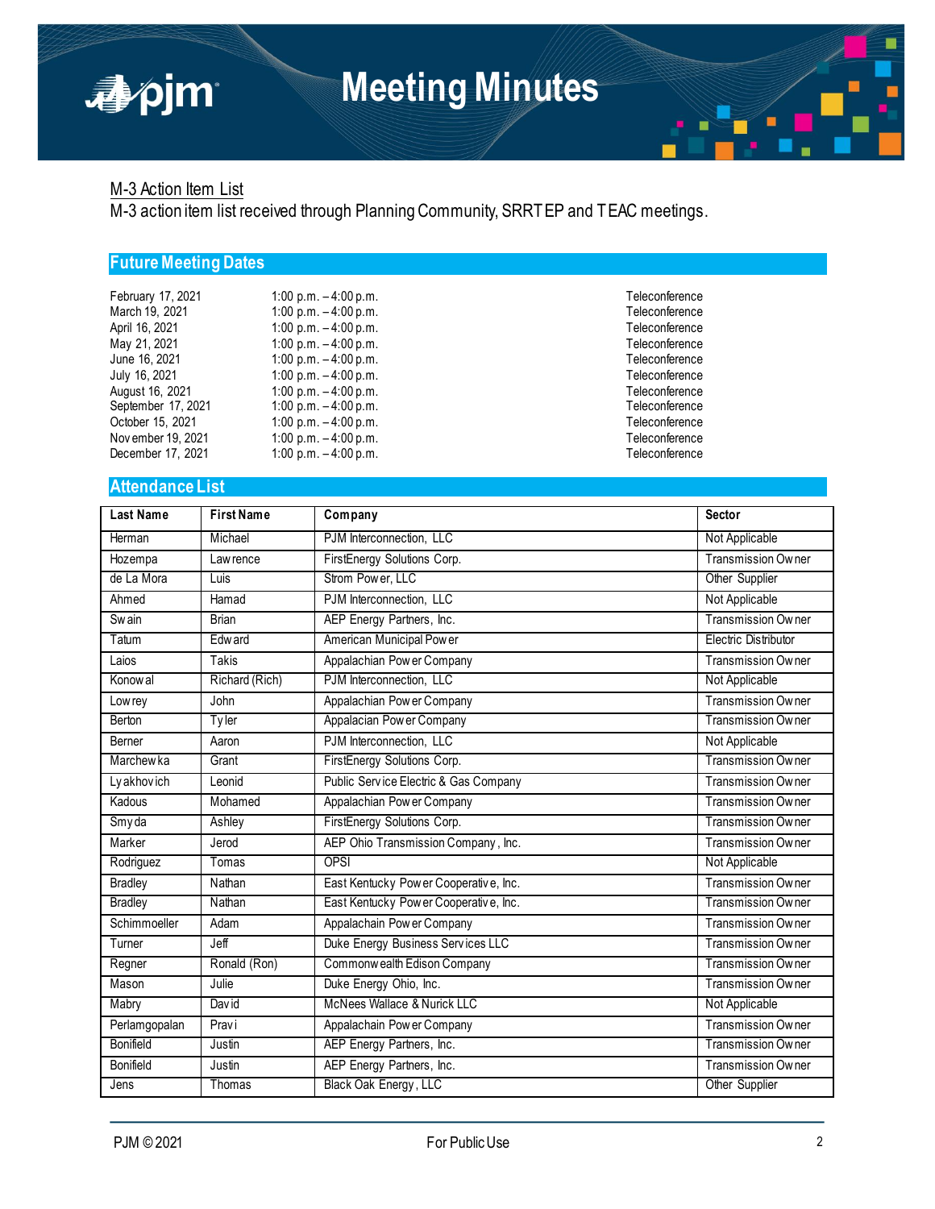M-3 Action Item List

M-3 action item list received through Planning Community, SRRTEP and TEAC meetings.

## Future Meeting Dates

| | | |
|---|---|---|
| February 17, 2021 | 1:00 p.m. – 4:00 p.m. | Teleconference |
| March 19, 2021 | 1:00 p.m. – 4:00 p.m. | Teleconference |
| April 16, 2021 | 1:00 p.m. – 4:00 p.m. | Teleconference |
| May 21, 2021 | 1:00 p.m. – 4:00 p.m. | Teleconference |
| June 16, 2021 | 1:00 p.m. – 4:00 p.m. | Teleconference |
| July 16, 2021 | 1:00 p.m. – 4:00 p.m. | Teleconference |
| August 16, 2021 | 1:00 p.m. – 4:00 p.m. | Teleconference |
| September 17, 2021 | 1:00 p.m. – 4:00 p.m. | Teleconference |
| October 15, 2021 | 1:00 p.m. – 4:00 p.m. | Teleconference |
| November 19, 2021 | 1:00 p.m. – 4:00 p.m. | Teleconference |
| December 17, 2021 | 1:00 p.m. – 4:00 p.m. | Teleconference |

## Attendance List

| Last Name | First Name | Company | Sector |
|---|---|---|---|
| Herman | Michael | PJM Interconnection, LLC | Not Applicable |
| Hozempa | Lawrence | FirstEnergy Solutions Corp. | Transmission Owner |
| de La Mora | Luis | Strom Power, LLC | Other Supplier |
| Ahmed | Hamad | PJM Interconnection, LLC | Not Applicable |
| Swain | Brian | AEP Energy Partners, Inc. | Transmission Owner |
| Tatum | Edward | American Municipal Power | Electric Distributor |
| Laios | Takis | Appalachian Power Company | Transmission Owner |
| Konowal | Richard (Rich) | PJM Interconnection, LLC | Not Applicable |
| Lowrey | John | Appalachian Power Company | Transmission Owner |
| Berton | Tyler | Appalacian Power Company | Transmission Owner |
| Berner | Aaron | PJM Interconnection, LLC | Not Applicable |
| Marchewka | Grant | FirstEnergy Solutions Corp. | Transmission Owner |
| Lyakhovich | Leonid | Public Service Electric & Gas Company | Transmission Owner |
| Kadous | Mohamed | Appalachian Power Company | Transmission Owner |
| Smyda | Ashley | FirstEnergy Solutions Corp. | Transmission Owner |
| Marker | Jerod | AEP Ohio Transmission Company, Inc. | Transmission Owner |
| Rodriguez | Tomas | OPSI | Not Applicable |
| Bradley | Nathan | East Kentucky Power Cooperative, Inc. | Transmission Owner |
| Bradley | Nathan | East Kentucky Power Cooperative, Inc. | Transmission Owner |
| Schimmoeller | Adam | Appalachain Power Company | Transmission Owner |
| Turner | Jeff | Duke Energy Business Services LLC | Transmission Owner |
| Regner | Ronald (Ron) | Commonwealth Edison Company | Transmission Owner |
| Mason | Julie | Duke Energy Ohio, Inc. | Transmission Owner |
| Mabry | David | McNees Wallace & Nurick LLC | Not Applicable |
| Perlamgopalan | Pravi | Appalachain Power Company | Transmission Owner |
| Bonifield | Justin | AEP Energy Partners, Inc. | Transmission Owner |
| Bonifield | Justin | AEP Energy Partners, Inc. | Transmission Owner |
| Jens | Thomas | Black Oak Energy, LLC | Other Supplier |

PJM © 2021 For Public Use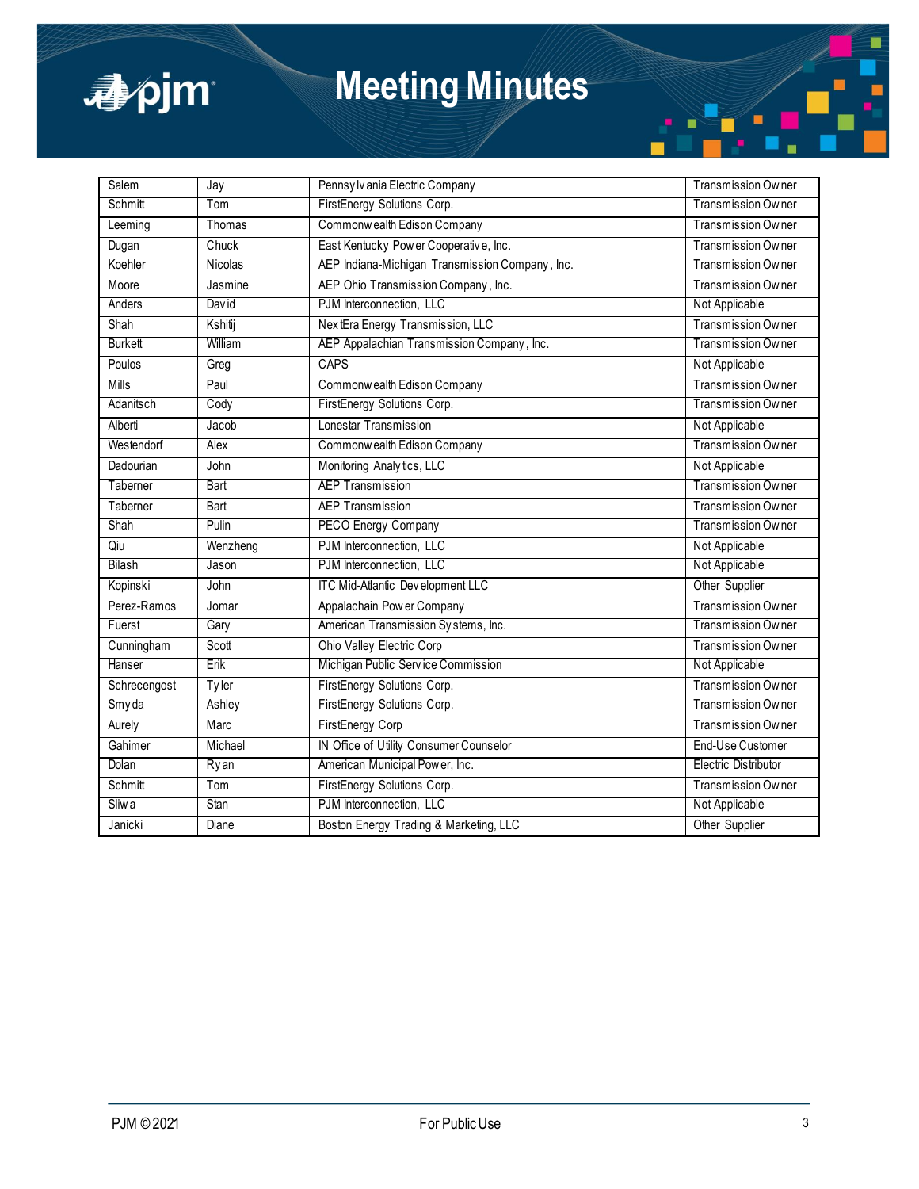| | | | |
|---|---|---|---|
| Salem | Jay | Pennsylvania Electric Company | Transmission Owner |
| Schmitt | Tom | FirstEnergy Solutions Corp. | Transmission Owner |
| Leeming | Thomas | Commonwealth Edison Company | Transmission Owner |
| Dugan | Chuck | East Kentucky Power Cooperative, Inc. | Transmission Owner |
| Koehler | Nicolas | AEP Indiana-Michigan Transmission Company, Inc. | Transmission Owner |
| Moore | Jasmine | AEP Ohio Transmission Company, Inc. | Transmission Owner |
| Anders | David | PJM Interconnection, LLC | Not Applicable |
| Shah | Kshitij | NextEra Energy Transmission, LLC | Transmission Owner |
| Burkett | William | AEP Appalachian Transmission Company, Inc. | Transmission Owner |
| Poulos | Greg | CAPS | Not Applicable |
| Mills | Paul | Commonwealth Edison Company | Transmission Owner |
| Adanitsch | Cody | FirstEnergy Solutions Corp. | Transmission Owner |
| Alberti | Jacob | Lonestar Transmission | Not Applicable |
| Westendorf | Alex | Commonwealth Edison Company | Transmission Owner |
| Dadourian | John | Monitoring Analytics, LLC | Not Applicable |
| Taberner | Bart | AEP Transmission | Transmission Owner |
| Taberner | Bart | AEP Transmission | Transmission Owner |
| Shah | Pulin | PECO Energy Company | Transmission Owner |
| Qiu | Wenzheng | PJM Interconnection, LLC | Not Applicable |
| Bilash | Jason | PJM Interconnection, LLC | Not Applicable |
| Kopinski | John | ITC Mid-Atlantic Development LLC | Other Supplier |
| Perez-Ramos | Jomar | Appalachain Power Company | Transmission Owner |
| Fuerst | Gary | American Transmission Systems, Inc. | Transmission Owner |
| Cunningham | Scott | Ohio Valley Electric Corp | Transmission Owner |
| Hanser | Erik | Michigan Public Service Commission | Not Applicable |
| Schrecengost | Tyler | FirstEnergy Solutions Corp. | Transmission Owner |
| Smyda | Ashley | FirstEnergy Solutions Corp. | Transmission Owner |
| Aurely | Marc | FirstEnergy Corp | Transmission Owner |
| Gahimer | Michael | IN Office of Utility Consumer Counselor | End-Use Customer |
| Dolan | Ryan | American Municipal Power, Inc. | Electric Distributor |
| Schmitt | Tom | FirstEnergy Solutions Corp. | Transmission Owner |
| Sliwa | Stan | PJM Interconnection, LLC | Not Applicable |
| Janicki | Diane | Boston Energy Trading & Marketing, LLC | Other Supplier |